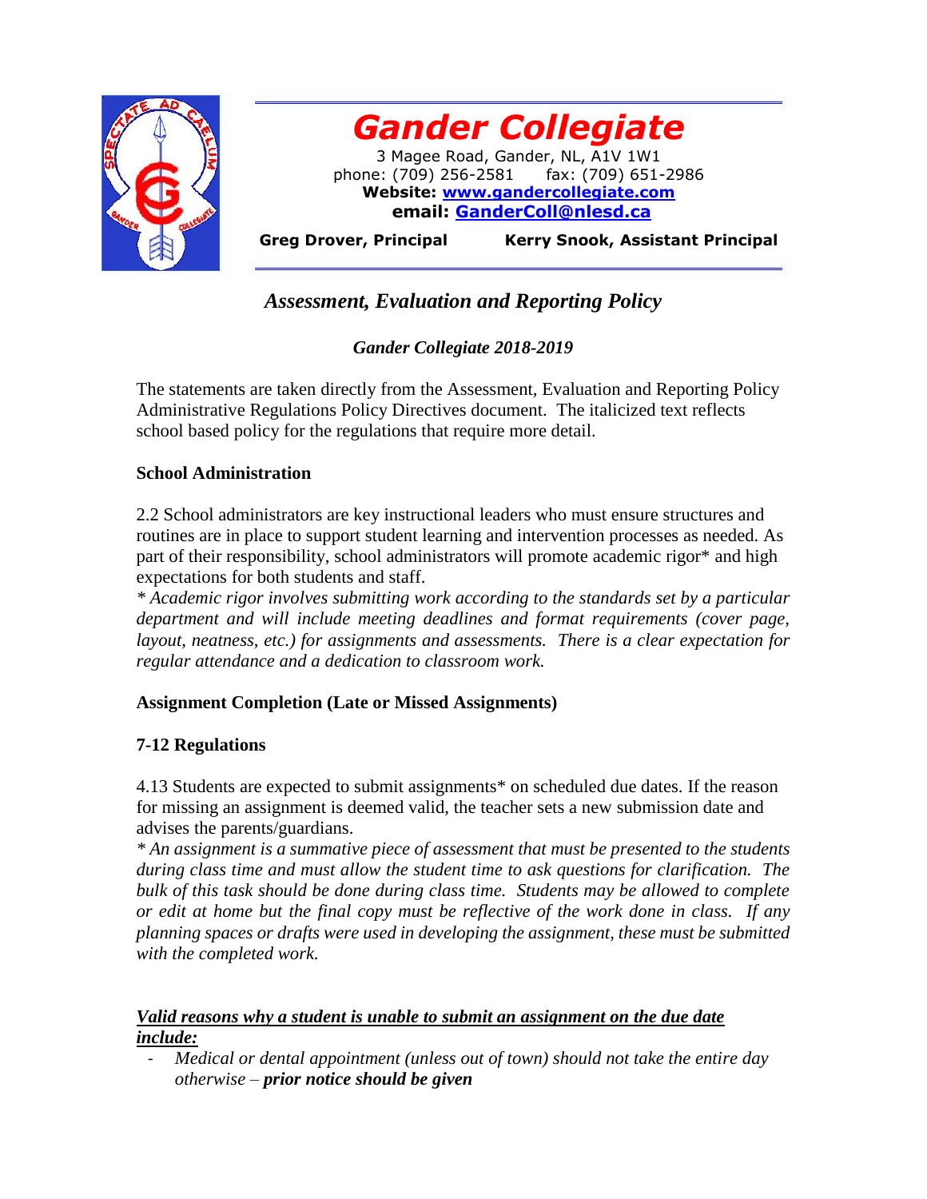# *Gander Collegiate*

3 Magee Road, Gander, NL, A1V 1W1
phone: (709) 256-2581 fax: (709) 651-2986
**Website: [www.gandercollegiate.com](www.gandercollegiate.com)**
**email: [GanderColl@nlesd.ca](mailto:GanderColl@nlesd.ca)**

**Greg Drover, Principal** **Kerry Snook, Assistant Principal**

## *Assessment, Evaluation and Reporting Policy*

### *Gander Collegiate 2018-2019*

The statements are taken directly from the Assessment, Evaluation and Reporting Policy Administrative Regulations Policy Directives document. The italicized text reflects school based policy for the regulations that require more detail.

### School Administration

2.2 School administrators are key instructional leaders who must ensure structures and routines are in place to support student learning and intervention processes as needed. As part of their responsibility, school administrators will promote academic rigor* and high expectations for both students and staff.
*\* Academic rigor involves submitting work according to the standards set by a particular department and will include meeting deadlines and format requirements (cover page, layout, neatness, etc.) for assignments and assessments. There is a clear expectation for regular attendance and a dedication to classroom work.*

### Assignment Completion (Late or Missed Assignments)

### 7-12 Regulations

4.13 Students are expected to submit assignments* on scheduled due dates. If the reason for missing an assignment is deemed valid, the teacher sets a new submission date and advises the parents/guardians.
*\* An assignment is a summative piece of assessment that must be presented to the students during class time and must allow the student time to ask questions for clarification. The bulk of this task should be done during class time. Students may be allowed to complete or edit at home but the final copy must be reflective of the work done in class. If any planning spaces or drafts were used in developing the assignment, these must be submitted with the completed work.*

***<u>Valid reasons why a student is unable to submit an assignment on the due date include:</u>***

- *Medical or dental appointment (unless out of town) should not take the entire day otherwise –* ***prior notice should be given***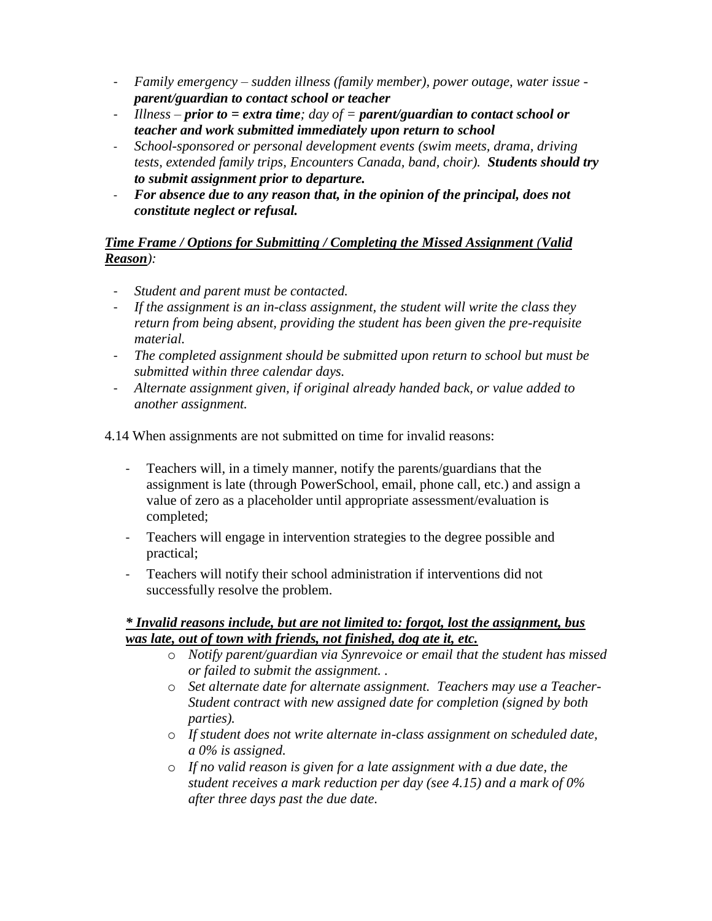- *Family emergency – sudden illness (family member), power outage, water issue - **parent/guardian to contact school or teacher***
- *Illness – **prior to = extra time**; day of = **parent/guardian to contact school or teacher and work submitted immediately upon return to school***
- *School-sponsored or personal development events (swim meets, drama, driving tests, extended family trips, Encounters Canada, band, choir). **Students should try to submit assignment prior to departure.***
- ***For absence due to any reason that, in the opinion of the principal, does not constitute neglect or refusal.***

***<u>Time Frame / Options for Submitting / Completing the Missed Assignment</u> (<u>Valid Reason</u>):***

- *Student and parent must be contacted.*
- *If the assignment is an in-class assignment, the student will write the class they return from being absent, providing the student has been given the pre-requisite material.*
- *The completed assignment should be submitted upon return to school but must be submitted within three calendar days.*
- *Alternate assignment given, if original already handed back, or value added to another assignment.*

4.14 When assignments are not submitted on time for invalid reasons:

- Teachers will, in a timely manner, notify the parents/guardians that the assignment is late (through PowerSchool, email, phone call, etc.) and assign a value of zero as a placeholder until appropriate assessment/evaluation is completed;
- Teachers will engage in intervention strategies to the degree possible and practical;
- Teachers will notify their school administration if interventions did not successfully resolve the problem.

***<u>* Invalid reasons include, but are not limited to: forgot, lost the assignment, bus was late, out of town with friends, not finished, dog ate it, etc.</u>***

- *Notify parent/guardian via Synrevoice or email that the student has missed or failed to submit the assignment. .*
- *Set alternate date for alternate assignment. Teachers may use a Teacher-Student contract with new assigned date for completion (signed by both parties).*
- *If student does not write alternate in-class assignment on scheduled date, a 0% is assigned.*
- *If no valid reason is given for a late assignment with a due date, the student receives a mark reduction per day (see 4.15) and a mark of 0% after three days past the due date.*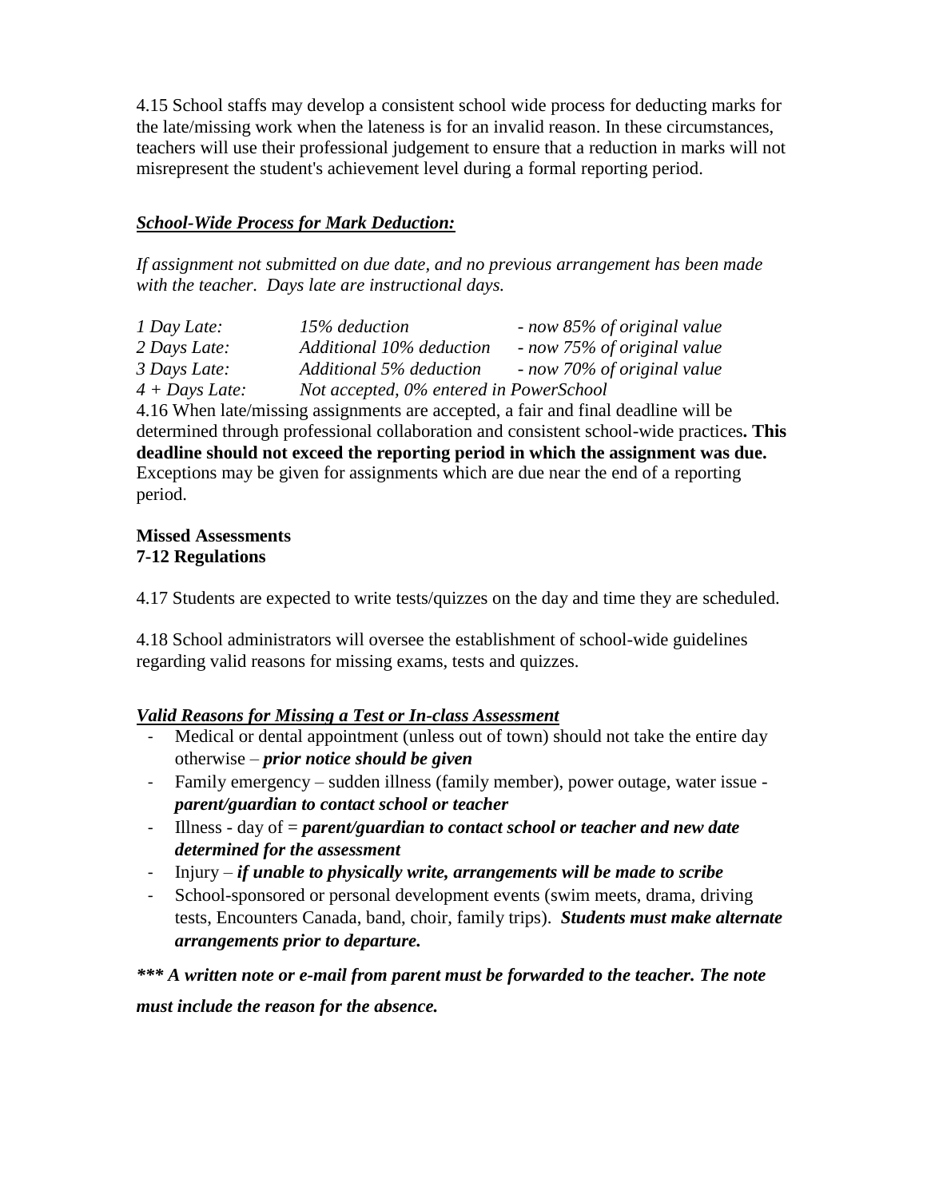4.15 School staffs may develop a consistent school wide process for deducting marks for the late/missing work when the lateness is for an invalid reason. In these circumstances, teachers will use their professional judgement to ensure that a reduction in marks will not misrepresent the student's achievement level during a formal reporting period.

***School-Wide Process for Mark Deduction:***

*If assignment not submitted on due date, and no previous arrangement has been made with the teacher. Days late are instructional days.*

| | | |
|---|---|---|
| *1 Day Late:* | *15% deduction* | *- now 85% of original value* |
| *2 Days Late:* | *Additional 10% deduction* | *- now 75% of original value* |
| *3 Days Late:* | *Additional 5% deduction* | *- now 70% of original value* |
| *4 + Days Late:* | *Not accepted, 0% entered in PowerSchool* | |

4.16 When late/missing assignments are accepted, a fair and final deadline will be determined through professional collaboration and consistent school-wide practices**. This deadline should not exceed the reporting period in which the assignment was due.** Exceptions may be given for assignments which are due near the end of a reporting period.

**Missed Assessments**
**7-12 Regulations**

4.17 Students are expected to write tests/quizzes on the day and time they are scheduled.

4.18 School administrators will oversee the establishment of school-wide guidelines regarding valid reasons for missing exams, tests and quizzes.

***Valid Reasons for Missing a Test or In-class Assessment***

- Medical or dental appointment (unless out of town) should not take the entire day otherwise – ***prior notice should be given***
- Family emergency – sudden illness (family member), power outage, water issue - ***parent/guardian to contact school or teacher***
- Illness - day of = ***parent/guardian to contact school or teacher and new date determined for the assessment***
- Injury – ***if unable to physically write, arrangements will be made to scribe***
- School-sponsored or personal development events (swim meets, drama, driving tests, Encounters Canada, band, choir, family trips). ***Students must make alternate arrangements prior to departure.***

***\*\*\* A written note or e-mail from parent must be forwarded to the teacher. The note must include the reason for the absence.***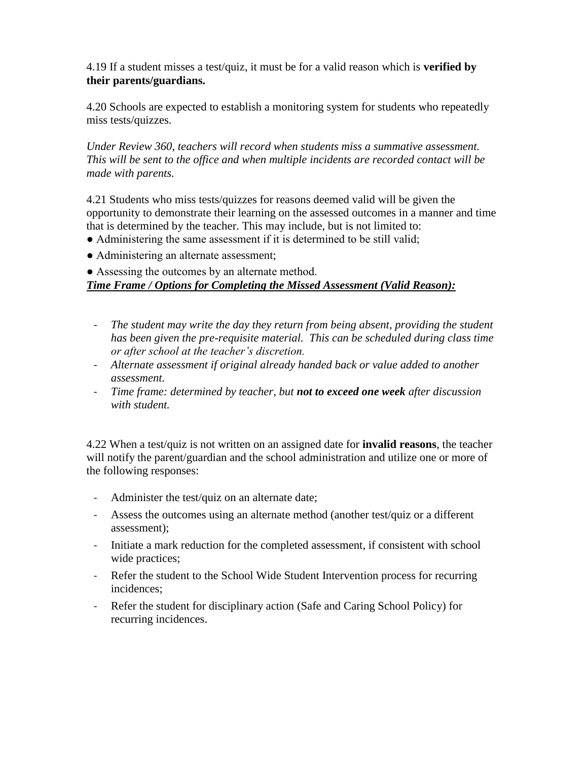4.19 If a student misses a test/quiz, it must be for a valid reason which is **verified by their parents/guardians.**

4.20 Schools are expected to establish a monitoring system for students who repeatedly miss tests/quizzes.

*Under Review 360, teachers will record when students miss a summative assessment. This will be sent to the office and when multiple incidents are recorded contact will be made with parents.*

4.21 Students who miss tests/quizzes for reasons deemed valid will be given the opportunity to demonstrate their learning on the assessed outcomes in a manner and time that is determined by the teacher. This may include, but is not limited to:

- Administering the same assessment if it is determined to be still valid;
- Administering an alternate assessment;
- Assessing the outcomes by an alternate method.

***Time Frame / Options for Completing the Missed Assessment (Valid Reason):***

- *The student may write the day they return from being absent, providing the student has been given the pre-requisite material. This can be scheduled during class time or after school at the teacher's discretion.*
- *Alternate assessment if original already handed back or value added to another assessment.*
- *Time frame: determined by teacher, but **not to exceed one week** after discussion with student.*

4.22 When a test/quiz is not written on an assigned date for **invalid reasons**, the teacher will notify the parent/guardian and the school administration and utilize one or more of the following responses:

- Administer the test/quiz on an alternate date;
- Assess the outcomes using an alternate method (another test/quiz or a different assessment);
- Initiate a mark reduction for the completed assessment, if consistent with school wide practices;
- Refer the student to the School Wide Student Intervention process for recurring incidences;
- Refer the student for disciplinary action (Safe and Caring School Policy) for recurring incidences.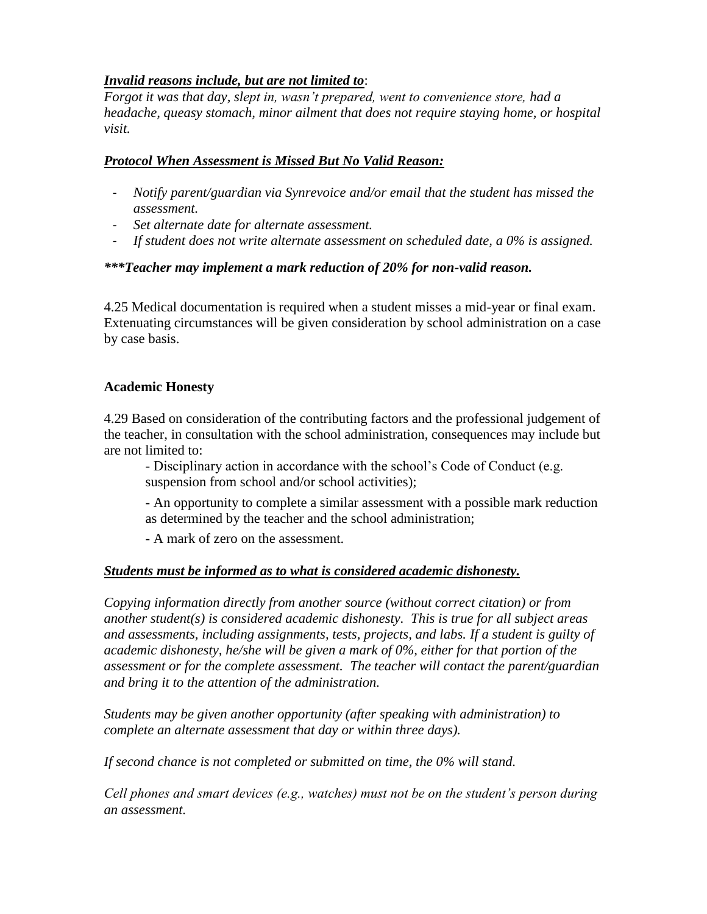***Invalid reasons include, but are not limited to***:
*Forgot it was that day, slept in, wasn't prepared, went to convenience store, had a headache, queasy stomach, minor ailment that does not require staying home, or hospital visit.*

***Protocol When Assessment is Missed But No Valid Reason:***

- *Notify parent/guardian via Synrevoice and/or email that the student has missed the assessment.*
- *Set alternate date for alternate assessment.*
- *If student does not write alternate assessment on scheduled date, a 0% is assigned.*

***\*\*\*Teacher may implement a mark reduction of 20% for non-valid reason.***

4.25 Medical documentation is required when a student misses a mid-year or final exam. Extenuating circumstances will be given consideration by school administration on a case by case basis.

**Academic Honesty**

4.29 Based on consideration of the contributing factors and the professional judgement of the teacher, in consultation with the school administration, consequences may include but are not limited to:

- Disciplinary action in accordance with the school's Code of Conduct (e.g. suspension from school and/or school activities);
- An opportunity to complete a similar assessment with a possible mark reduction as determined by the teacher and the school administration;
- A mark of zero on the assessment.

***Students must be informed as to what is considered academic dishonesty.***

*Copying information directly from another source (without correct citation) or from another student(s) is considered academic dishonesty. This is true for all subject areas and assessments, including assignments, tests, projects, and labs. If a student is guilty of academic dishonesty, he/she will be given a mark of 0%, either for that portion of the assessment or for the complete assessment. The teacher will contact the parent/guardian and bring it to the attention of the administration.*

*Students may be given another opportunity (after speaking with administration) to complete an alternate assessment that day or within three days).*

*If second chance is not completed or submitted on time, the 0% will stand.*

*Cell phones and smart devices (e.g., watches) must not be on the student's person during an assessment.*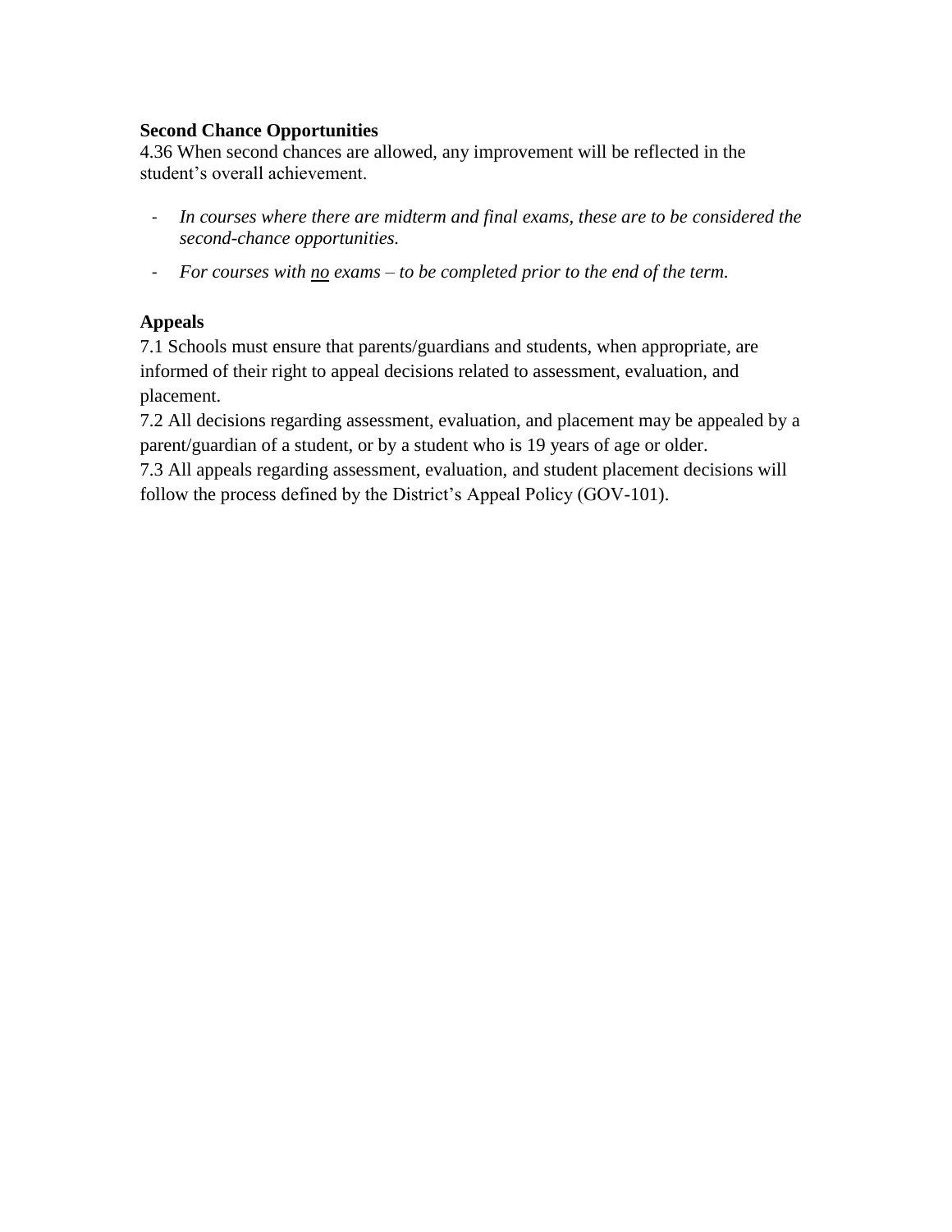**Second Chance Opportunities**

4.36 When second chances are allowed, any improvement will be reflected in the student's overall achievement.

- *In courses where there are midterm and final exams, these are to be considered the second-chance opportunities.*
- *For courses with* <u>*no*</u> *exams – to be completed prior to the end of the term.*

**Appeals**

7.1 Schools must ensure that parents/guardians and students, when appropriate, are informed of their right to appeal decisions related to assessment, evaluation, and placement.

7.2 All decisions regarding assessment, evaluation, and placement may be appealed by a parent/guardian of a student, or by a student who is 19 years of age or older.

7.3 All appeals regarding assessment, evaluation, and student placement decisions will follow the process defined by the District's Appeal Policy (GOV-101).